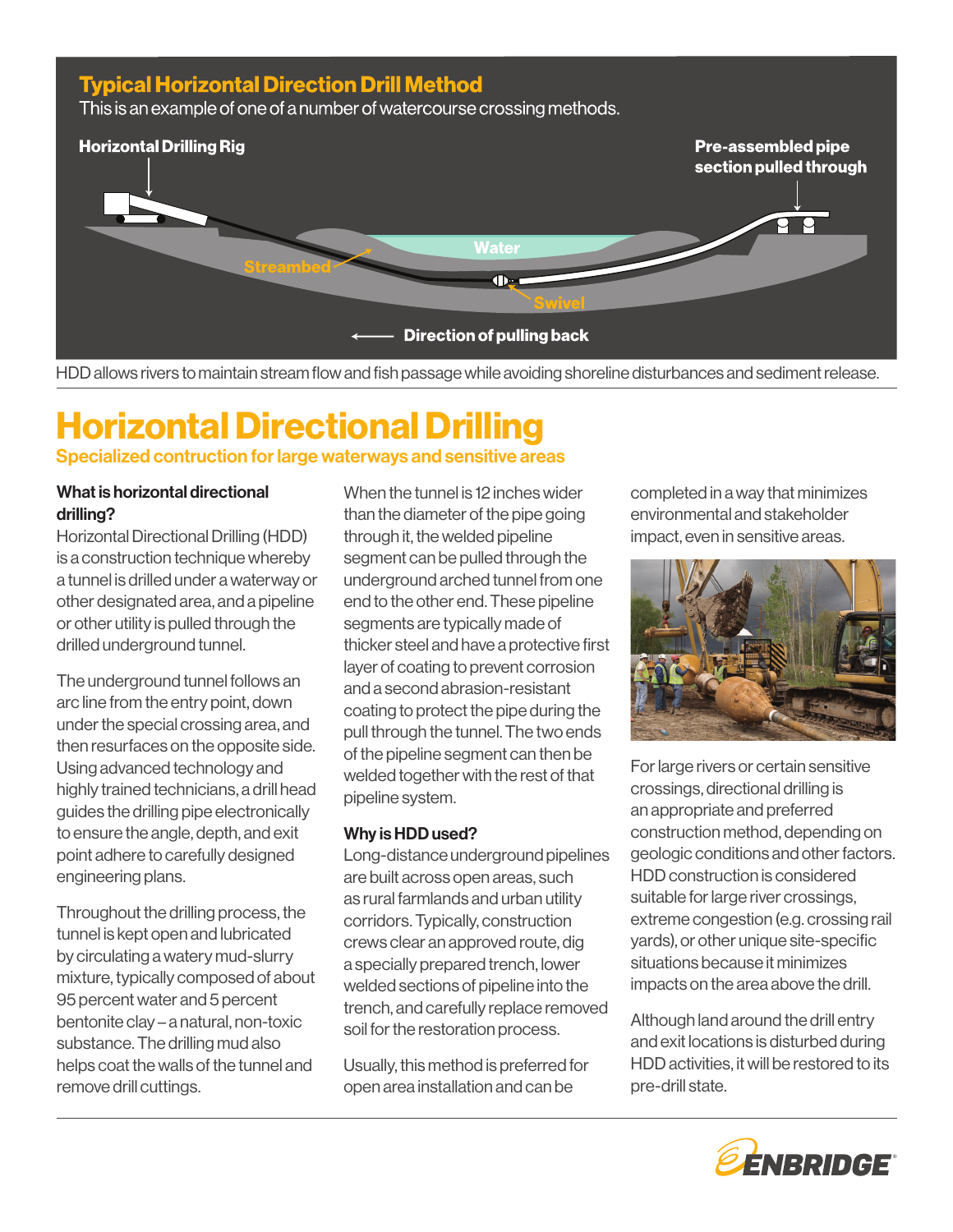## Typical Horizontal Direction Drill Method

This is an example of one of a number of watercourse crossing methods.

Horizontal Drilling Rig

Pre-assembled pipe section pulled through

Water

Streambed

Swivel

Direction of pulling back

HDD allows rivers to maintain stream flow and fish passage while avoiding shoreline disturbances and sediment release.

# Horizontal Directional Drilling

### Specialized contruction for large waterways and sensitive areas

**What is horizontal directional drilling?**

Horizontal Directional Drilling (HDD) is a construction technique whereby a tunnel is drilled under a waterway or other designated area, and a pipeline or other utility is pulled through the drilled underground tunnel.

The underground tunnel follows an arc line from the entry point, down under the special crossing area, and then resurfaces on the opposite side. Using advanced technology and highly trained technicians, a drill head guides the drilling pipe electronically to ensure the angle, depth, and exit point adhere to carefully designed engineering plans.

Throughout the drilling process, the tunnel is kept open and lubricated by circulating a watery mud-slurry mixture, typically composed of about 95 percent water and 5 percent bentonite clay – a natural, non-toxic substance. The drilling mud also helps coat the walls of the tunnel and remove drill cuttings.

When the tunnel is 12 inches wider than the diameter of the pipe going through it, the welded pipeline segment can be pulled through the underground arched tunnel from one end to the other end. These pipeline segments are typically made of thicker steel and have a protective first layer of coating to prevent corrosion and a second abrasion-resistant coating to protect the pipe during the pull through the tunnel. The two ends of the pipeline segment can then be welded together with the rest of that pipeline system.

**Why is HDD used?**

Long-distance underground pipelines are built across open areas, such as rural farmlands and urban utility corridors. Typically, construction crews clear an approved route, dig a specially prepared trench, lower welded sections of pipeline into the trench, and carefully replace removed soil for the restoration process.

Usually, this method is preferred for open area installation and can be completed in a way that minimizes environmental and stakeholder impact, even in sensitive areas.

For large rivers or certain sensitive crossings, directional drilling is an appropriate and preferred construction method, depending on geologic conditions and other factors. HDD construction is considered suitable for large river crossings, extreme congestion (e.g. crossing rail yards), or other unique site-specific situations because it minimizes impacts on the area above the drill.

Although land around the drill entry and exit locations is disturbed during HDD activities, it will be restored to its pre-drill state.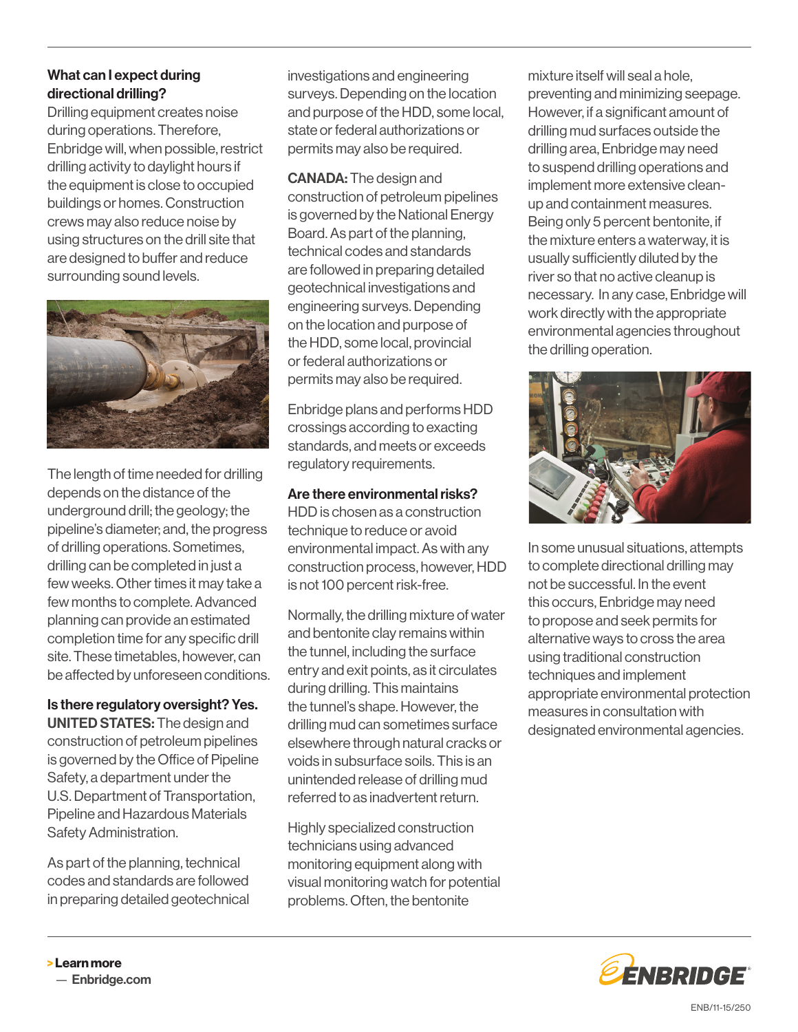### What can I expect during directional drilling?

Drilling equipment creates noise during operations. Therefore, Enbridge will, when possible, restrict drilling activity to daylight hours if the equipment is close to occupied buildings or homes. Construction crews may also reduce noise by using structures on the drill site that are designed to buffer and reduce surrounding sound levels.

The length of time needed for drilling depends on the distance of the underground drill; the geology; the pipeline's diameter; and, the progress of drilling operations. Sometimes, drilling can be completed in just a few weeks. Other times it may take a few months to complete. Advanced planning can provide an estimated completion time for any specific drill site. These timetables, however, can be affected by unforeseen conditions.

### Is there regulatory oversight? Yes.

**UNITED STATES:** The design and construction of petroleum pipelines is governed by the Office of Pipeline Safety, a department under the U.S. Department of Transportation, Pipeline and Hazardous Materials Safety Administration.

As part of the planning, technical codes and standards are followed in preparing detailed geotechnical investigations and engineering surveys. Depending on the location and purpose of the HDD, some local, state or federal authorizations or permits may also be required.

**CANADA:** The design and construction of petroleum pipelines is governed by the National Energy Board. As part of the planning, technical codes and standards are followed in preparing detailed geotechnical investigations and engineering surveys. Depending on the location and purpose of the HDD, some local, provincial or federal authorizations or permits may also be required.

Enbridge plans and performs HDD crossings according to exacting standards, and meets or exceeds regulatory requirements.

### Are there environmental risks?

HDD is chosen as a construction technique to reduce or avoid environmental impact. As with any construction process, however, HDD is not 100 percent risk-free.

Normally, the drilling mixture of water and bentonite clay remains within the tunnel, including the surface entry and exit points, as it circulates during drilling. This maintains the tunnel's shape. However, the drilling mud can sometimes surface elsewhere through natural cracks or voids in subsurface soils. This is an unintended release of drilling mud referred to as inadvertent return.

Highly specialized construction technicians using advanced monitoring equipment along with visual monitoring watch for potential problems. Often, the bentonite mixture itself will seal a hole, preventing and minimizing seepage. However, if a significant amount of drilling mud surfaces outside the drilling area, Enbridge may need to suspend drilling operations and implement more extensive clean-up and containment measures. Being only 5 percent bentonite, if the mixture enters a waterway, it is usually sufficiently diluted by the river so that no active cleanup is necessary. In any case, Enbridge will work directly with the appropriate environmental agencies throughout the drilling operation.

In some unusual situations, attempts to complete directional drilling may not be successful. In the event this occurs, Enbridge may need to propose and seek permits for alternative ways to cross the area using traditional construction techniques and implement appropriate environmental protection measures in consultation with designated environmental agencies.

**> Learn more**
— **Enbridge.com**

ENBRIDGE

ENB/11-15/250